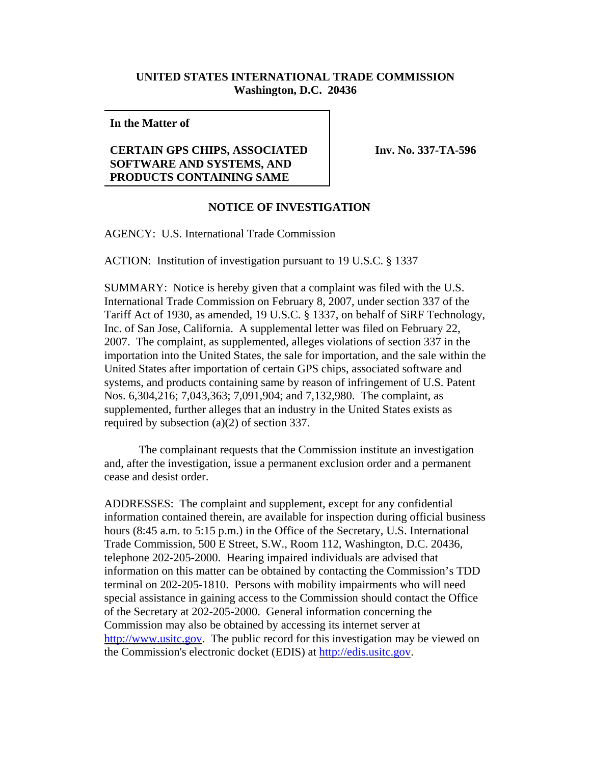**UNITED STATES INTERNATIONAL TRADE COMMISSION**
**Washington, D.C. 20436**

**In the Matter of**

**CERTAIN GPS CHIPS, ASSOCIATED SOFTWARE AND SYSTEMS, AND PRODUCTS CONTAINING SAME**

**Inv. No. 337-TA-596**

## NOTICE OF INVESTIGATION

AGENCY: U.S. International Trade Commission

ACTION: Institution of investigation pursuant to 19 U.S.C. § 1337

SUMMARY: Notice is hereby given that a complaint was filed with the U.S. International Trade Commission on February 8, 2007, under section 337 of the Tariff Act of 1930, as amended, 19 U.S.C. § 1337, on behalf of SiRF Technology, Inc. of San Jose, California. A supplemental letter was filed on February 22, 2007. The complaint, as supplemented, alleges violations of section 337 in the importation into the United States, the sale for importation, and the sale within the United States after importation of certain GPS chips, associated software and systems, and products containing same by reason of infringement of U.S. Patent Nos. 6,304,216; 7,043,363; 7,091,904; and 7,132,980. The complaint, as supplemented, further alleges that an industry in the United States exists as required by subsection (a)(2) of section 337.

The complainant requests that the Commission institute an investigation and, after the investigation, issue a permanent exclusion order and a permanent cease and desist order.

ADDRESSES: The complaint and supplement, except for any confidential information contained therein, are available for inspection during official business hours (8:45 a.m. to 5:15 p.m.) in the Office of the Secretary, U.S. International Trade Commission, 500 E Street, S.W., Room 112, Washington, D.C. 20436, telephone 202-205-2000. Hearing impaired individuals are advised that information on this matter can be obtained by contacting the Commission's TDD terminal on 202-205-1810. Persons with mobility impairments who will need special assistance in gaining access to the Commission should contact the Office of the Secretary at 202-205-2000. General information concerning the Commission may also be obtained by accessing its internet server at http://www.usitc.gov. The public record for this investigation may be viewed on the Commission's electronic docket (EDIS) at http://edis.usitc.gov.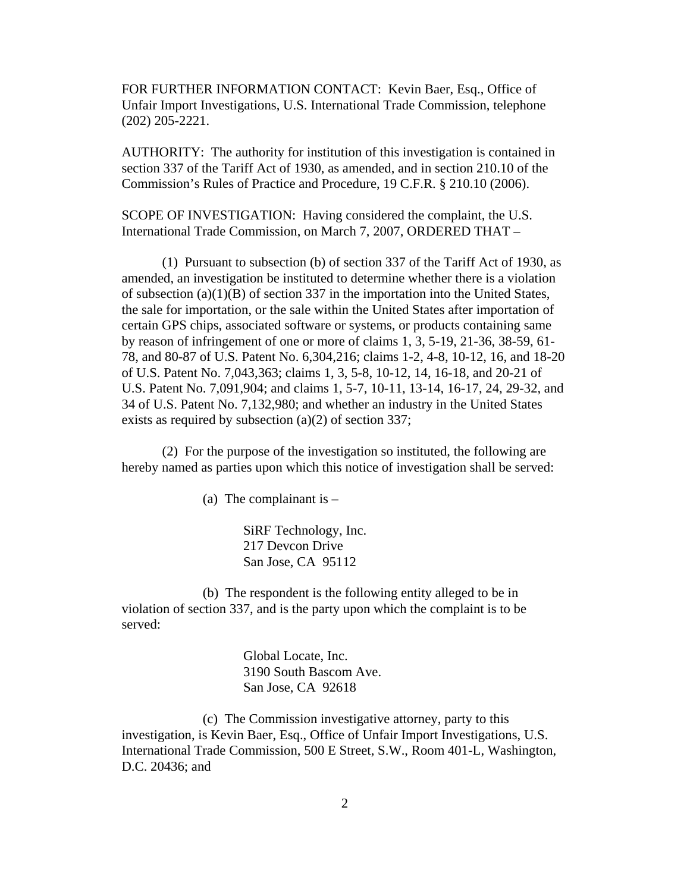FOR FURTHER INFORMATION CONTACT: Kevin Baer, Esq., Office of Unfair Import Investigations, U.S. International Trade Commission, telephone (202) 205-2221.

AUTHORITY: The authority for institution of this investigation is contained in section 337 of the Tariff Act of 1930, as amended, and in section 210.10 of the Commission's Rules of Practice and Procedure, 19 C.F.R. § 210.10 (2006).

SCOPE OF INVESTIGATION: Having considered the complaint, the U.S. International Trade Commission, on March 7, 2007, ORDERED THAT –

(1) Pursuant to subsection (b) of section 337 of the Tariff Act of 1930, as amended, an investigation be instituted to determine whether there is a violation of subsection (a)(1)(B) of section 337 in the importation into the United States, the sale for importation, or the sale within the United States after importation of certain GPS chips, associated software or systems, or products containing same by reason of infringement of one or more of claims 1, 3, 5-19, 21-36, 38-59, 61-78, and 80-87 of U.S. Patent No. 6,304,216; claims 1-2, 4-8, 10-12, 16, and 18-20 of U.S. Patent No. 7,043,363; claims 1, 3, 5-8, 10-12, 14, 16-18, and 20-21 of U.S. Patent No. 7,091,904; and claims 1, 5-7, 10-11, 13-14, 16-17, 24, 29-32, and 34 of U.S. Patent No. 7,132,980; and whether an industry in the United States exists as required by subsection (a)(2) of section 337;

(2) For the purpose of the investigation so instituted, the following are hereby named as parties upon which this notice of investigation shall be served:

(a) The complainant is –

SiRF Technology, Inc.
217 Devcon Drive
San Jose, CA 95112

(b) The respondent is the following entity alleged to be in violation of section 337, and is the party upon which the complaint is to be served:

Global Locate, Inc.
3190 South Bascom Ave.
San Jose, CA 92618

(c) The Commission investigative attorney, party to this investigation, is Kevin Baer, Esq., Office of Unfair Import Investigations, U.S. International Trade Commission, 500 E Street, S.W., Room 401-L, Washington, D.C. 20436; and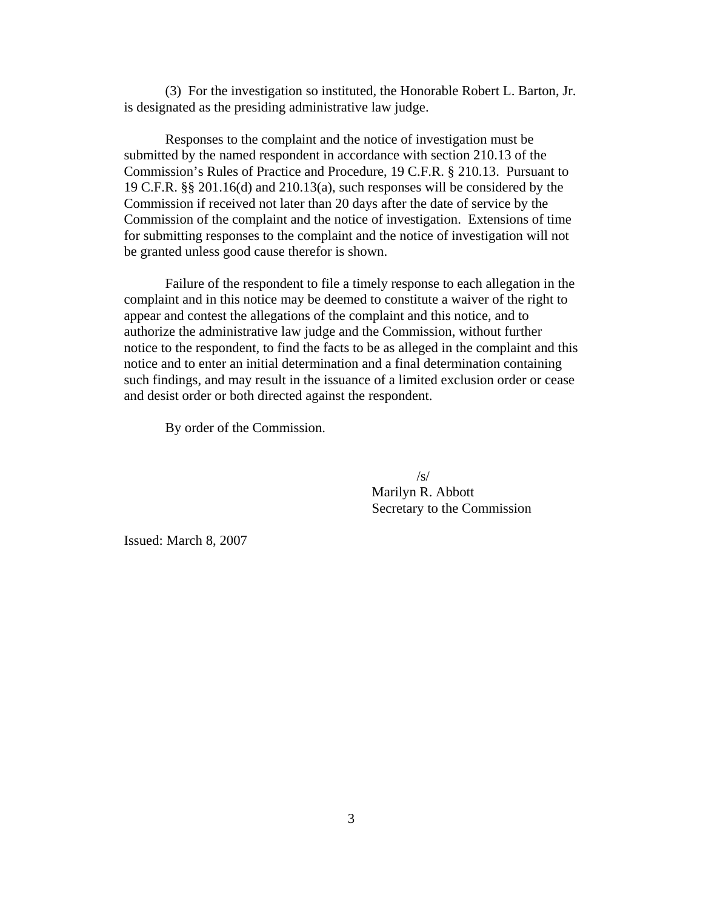(3) For the investigation so instituted, the Honorable Robert L. Barton, Jr. is designated as the presiding administrative law judge.

Responses to the complaint and the notice of investigation must be submitted by the named respondent in accordance with section 210.13 of the Commission's Rules of Practice and Procedure, 19 C.F.R. § 210.13. Pursuant to 19 C.F.R. §§ 201.16(d) and 210.13(a), such responses will be considered by the Commission if received not later than 20 days after the date of service by the Commission of the complaint and the notice of investigation. Extensions of time for submitting responses to the complaint and the notice of investigation will not be granted unless good cause therefor is shown.

Failure of the respondent to file a timely response to each allegation in the complaint and in this notice may be deemed to constitute a waiver of the right to appear and contest the allegations of the complaint and this notice, and to authorize the administrative law judge and the Commission, without further notice to the respondent, to find the facts to be as alleged in the complaint and this notice and to enter an initial determination and a final determination containing such findings, and may result in the issuance of a limited exclusion order or cease and desist order or both directed against the respondent.

By order of the Commission.

/s/
Marilyn R. Abbott
Secretary to the Commission

Issued: March 8, 2007